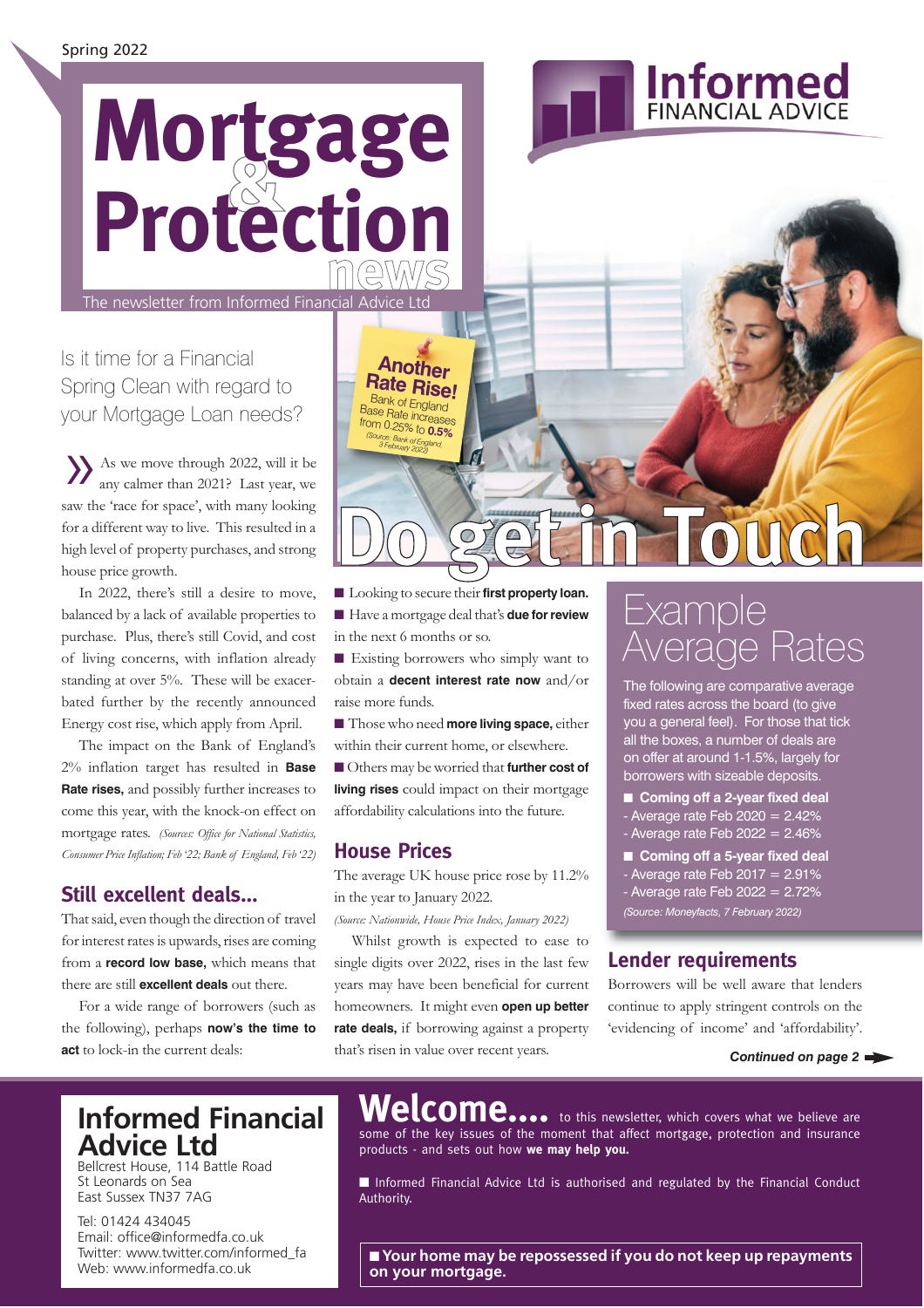Spring 2022

# Mortgage & Protection news

The newsletter from Informed Financial Advice Ltd

**Informed** FINANCIAL ADVICE

## Is it time for a Financial Spring Clean with regard to your Mortgage Loan needs?

As we move through 2022, will it be any calmer than 2021? Last year, we saw the 'race for space', with many looking for a different way to live. This resulted in a high level of property purchases, and strong house price growth.

In 2022, there's still a desire to move, balanced by a lack of available properties to purchase. Plus, there's still Covid, and cost of living concerns, with inflation already standing at over 5%. These will be exacerbated further by the recently announced Energy cost rise, which apply from April.

The impact on the Bank of England's 2% inflation target has resulted in **Base Rate rises,** and possibly further increases to come this year, with the knock-on effect on mortgage rates. *(Sources: Office for National Statistics, Consumer Price Inflation; Feb '22; Bank of England, Feb '22)*

### Still excellent deals...

That said, even though the direction of travel for interest rates is upwards, rises are coming from a **record low base,** which means that there are still **excellent deals** out there.

For a wide range of borrowers (such as the following), perhaps **now's the time to act** to lock-in the current deals:

**Another Rate Rise!** Bank of England Base Rate increases from 0.25% to **0.5%** *(Source: Bank of England, 3 February 2022)*

## Do get in Touch

- Looking to secure their **first property loan.**
- Have a mortgage deal that's **due for review** in the next 6 months or so.
- Existing borrowers who simply want to obtain a **decent interest rate now** and/or raise more funds.
- Those who need **more living space,** either within their current home, or elsewhere.
- Others may be worried that **further cost of living rises** could impact on their mortgage affordability calculations into the future.

### House Prices

The average UK house price rose by 11.2% in the year to January 2022.

*(Source: Nationwide, House Price Index, January 2022)*

Whilst growth is expected to ease to single digits over 2022, rises in the last few years may have been beneficial for current homeowners. It might even **open up better rate deals,** if borrowing against a property that's risen in value over recent years.

## Example Average Rates

The following are comparative average fixed rates across the board (to give you a general feel). For those that tick all the boxes, a number of deals are on offer at around 1-1.5%, largely for borrowers with sizeable deposits.

- **Coming off a 2-year fixed deal**
  - Average rate Feb 2020 = 2.42%
  - Average rate Feb 2022 = 2.46%
- **Coming off a 5-year fixed deal**
  - Average rate Feb 2017 = 2.91%
  - Average rate Feb 2022 = 2.72%

*(Source: Moneyfacts, 7 February 2022)*

### Lender requirements

Borrowers will be well aware that lenders continue to apply stringent controls on the 'evidencing of income' and 'affordability'.

***Continued on page 2***

## Informed Financial Advice Ltd

Bellcrest House, 114 Battle Road
St Leonards on Sea
East Sussex TN37 7AG

Tel: 01424 434045
Email: office@informedfa.co.uk
Twitter: www.twitter.com/informed_fa
Web: www.informedfa.co.uk

**Welcome....** to this newsletter, which covers what we believe are some of the key issues of the moment that affect mortgage, protection and insurance products - and sets out how **we may help you.**

- Informed Financial Advice Ltd is authorised and regulated by the Financial Conduct Authority.

- **Your home may be repossessed if you do not keep up repayments on your mortgage.**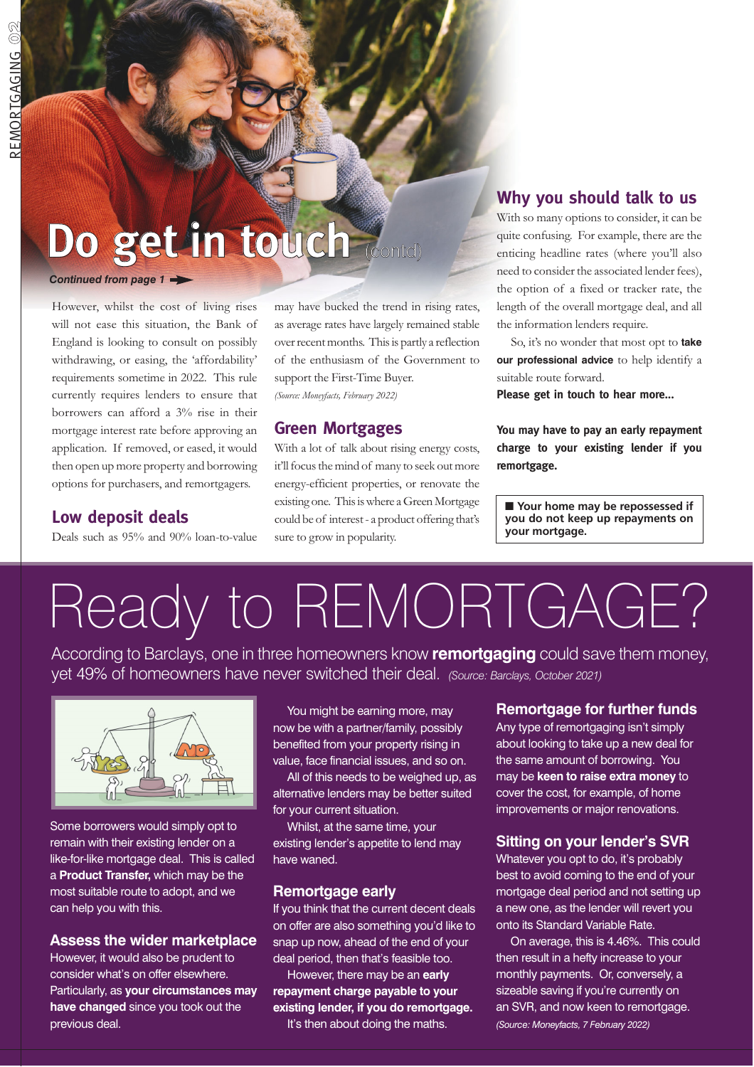# Do get in touch (contd)

*Continued from page 1*

However, whilst the cost of living rises will not ease this situation, the Bank of England is looking to consult on possibly withdrawing, or easing, the 'affordability' requirements sometime in 2022. This rule currently requires lenders to ensure that borrowers can afford a 3% rise in their mortgage interest rate before approving an application. If removed, or eased, it would then open up more property and borrowing options for purchasers, and remortgagers.

## Low deposit deals

Deals such as 95% and 90% loan-to-value may have bucked the trend in rising rates, as average rates have largely remained stable over recent months. This is partly a reflection of the enthusiasm of the Government to support the First-Time Buyer.

*(Source: Moneyfacts, February 2022)*

## Green Mortgages

With a lot of talk about rising energy costs, it'll focus the mind of many to seek out more energy-efficient properties, or renovate the existing one. This is where a Green Mortgage could be of interest - a product offering that's sure to grow in popularity.

## Why you should talk to us

With so many options to consider, it can be quite confusing. For example, there are the enticing headline rates (where you'll also need to consider the associated lender fees), the option of a fixed or tracker rate, the length of the overall mortgage deal, and all the information lenders require.

So, it's no wonder that most opt to **take our professional advice** to help identify a suitable route forward.

**Please get in touch to hear more...**

**You may have to pay an early repayment charge to your existing lender if you remortgage.**

**■ Your home may be repossessed if you do not keep up repayments on your mortgage.**

# Ready to REMORTGAGE?

According to Barclays, one in three homeowners know **remortgaging** could save them money, yet 49% of homeowners have never switched their deal. *(Source: Barclays, October 2021)*

Some borrowers would simply opt to remain with their existing lender on a like-for-like mortgage deal. This is called a **Product Transfer,** which may be the most suitable route to adopt, and we can help you with this.

## Assess the wider marketplace

However, it would also be prudent to consider what's on offer elsewhere. Particularly, as **your circumstances may have changed** since you took out the previous deal.

You might be earning more, may now be with a partner/family, possibly benefited from your property rising in value, face financial issues, and so on.

All of this needs to be weighed up, as alternative lenders may be better suited for your current situation.

Whilst, at the same time, your existing lender's appetite to lend may have waned.

## Remortgage early

If you think that the current decent deals on offer are also something you'd like to snap up now, ahead of the end of your deal period, then that's feasible too.

However, there may be an **early repayment charge payable to your existing lender, if you do remortgage.**

It's then about doing the maths.

## Remortgage for further funds

Any type of remortgaging isn't simply about looking to take up a new deal for the same amount of borrowing. You may be **keen to raise extra money** to cover the cost, for example, of home improvements or major renovations.

## Sitting on your lender's SVR

Whatever you opt to do, it's probably best to avoid coming to the end of your mortgage deal period and not setting up a new one, as the lender will revert you onto its Standard Variable Rate.

On average, this is 4.46%. This could then result in a hefty increase to your monthly payments. Or, conversely, a sizeable saving if you're currently on an SVR, and now keen to remortgage.

*(Source: Moneyfacts, 7 February 2022)*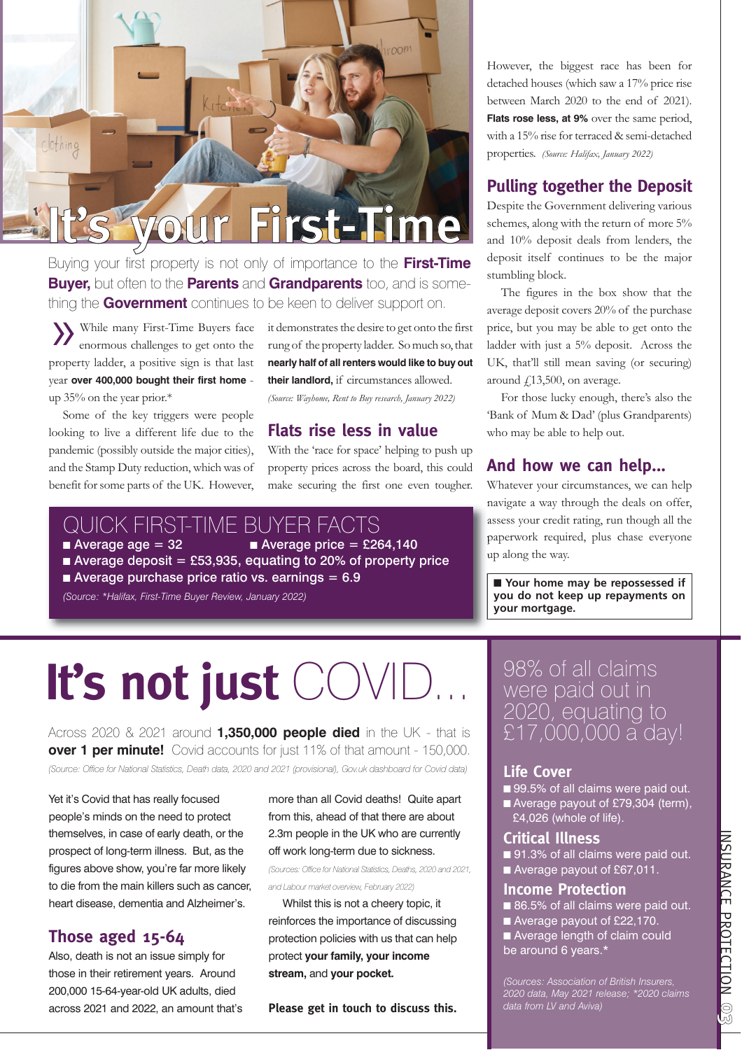# It's your First-Time

Buying your first property is not only of importance to the **First-Time Buyer,** but often to the **Parents** and **Grandparents** too, and is something the **Government** continues to be keen to deliver support on.

While many First-Time Buyers face enormous challenges to get onto the property ladder, a positive sign is that last year **over 400,000 bought their first home** - up 35% on the year prior.*

Some of the key triggers were people looking to live a different life due to the pandemic (possibly outside the major cities), and the Stamp Duty reduction, which was of benefit for some parts of the UK. However, it demonstrates the desire to get onto the first rung of the property ladder. So much so, that **nearly half of all renters would like to buy out their landlord,** if circumstances allowed.

*(Source: Wayhome, Rent to Buy research, January 2022)*

## Flats rise less in value

With the 'race for space' helping to push up property prices across the board, this could make securing the first one even tougher.

However, the biggest race has been for detached houses (which saw a 17% price rise between March 2020 to the end of 2021). **Flats rose less, at 9%** over the same period, with a 15% rise for terraced & semi-detached properties. *(Source: Halifax, January 2022)*

### QUICK FIRST-TIME BUYER FACTS

- Average age = 32
- Average price = £264,140
- Average deposit = £53,935, equating to 20% of property price
- Average purchase price ratio vs. earnings = 6.9

*(Source: *Halifax, First-Time Buyer Review, January 2022)*

## Pulling together the Deposit

Despite the Government delivering various schemes, along with the return of more 5% and 10% deposit deals from lenders, the deposit itself continues to be the major stumbling block.

The figures in the box show that the average deposit covers 20% of the purchase price, but you may be able to get onto the ladder with just a 5% deposit. Across the UK, that'll still mean saving (or securing) around £13,500, on average.

For those lucky enough, there's also the 'Bank of Mum & Dad' (plus Grandparents) who may be able to help out.

## And how we can help...

Whatever your circumstances, we can help navigate a way through the deals on offer, assess your credit rating, run though all the paperwork required, plus chase everyone up along the way.

**Your home may be repossessed if you do not keep up repayments on your mortgage.**

# It's not just COVID...

Across 2020 & 2021 around **1,350,000 people died** in the UK - that is **over 1 per minute!** Covid accounts for just 11% of that amount - 150,000.

*(Source: Office for National Statistics, Death data, 2020 and 2021 (provisional), Gov.uk dashboard for Covid data)*

Yet it's Covid that has really focused people's minds on the need to protect themselves, in case of early death, or the prospect of long-term illness. But, as the figures above show, you're far more likely to die from the main killers such as cancer, heart disease, dementia and Alzheimer's.

## Those aged 15-64

Also, death is not an issue simply for those in their retirement years. Around 200,000 15-64-year-old UK adults, died across 2021 and 2022, an amount that's more than all Covid deaths! Quite apart from this, ahead of that there are about 2.3m people in the UK who are currently off work long-term due to sickness.

*(Sources: Office for National Statistics, Deaths, 2020 and 2021, and Labour market overview, February 2022)*

Whilst this is not a cheery topic, it reinforces the importance of discussing protection policies with us that can help protect **your family, your income stream,** and **your pocket.**

**Please get in touch to discuss this.**

### 98% of all claims were paid out in 2020, equating to £17,000,000 a day!

#### Life Cover

- 99.5% of all claims were paid out.
- Average payout of £79,304 (term), £4,026 (whole of life).

#### Critical Illness

- 91.3% of all claims were paid out.
- Average payout of £67,011.

#### Income Protection

- 86.5% of all claims were paid out.
- Average payout of £22,170.
- Average length of claim could be around 6 years.*

*(Sources: Association of British Insurers, 2020 data, May 2021 release; *2020 claims data from LV and Aviva)*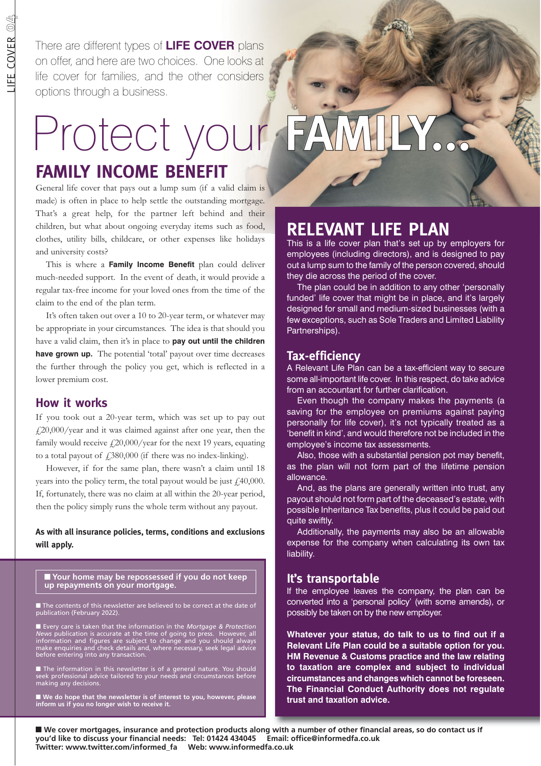There are different types of **LIFE COVER** plans on offer, and here are two choices. One looks at life cover for families, and the other considers options through a business.

# Protect your FAMILY...

## FAMILY INCOME BENEFIT

General life cover that pays out a lump sum (if a valid claim is made) is often in place to help settle the outstanding mortgage. That's a great help, for the partner left behind and their children, but what about ongoing everyday items such as food, clothes, utility bills, childcare, or other expenses like holidays and university costs?

This is where a **Family Income Benefit** plan could deliver much-needed support. In the event of death, it would provide a regular tax-free income for your loved ones from the time of the claim to the end of the plan term.

It's often taken out over a 10 to 20-year term, or whatever may be appropriate in your circumstances. The idea is that should you have a valid claim, then it's in place to **pay out until the children have grown up.** The potential 'total' payout over time decreases the further through the policy you get, which is reflected in a lower premium cost.

### How it works

If you took out a 20-year term, which was set up to pay out £20,000/year and it was claimed against after one year, then the family would receive £20,000/year for the next 19 years, equating to a total payout of £380,000 (if there was no index-linking).

However, if for the same plan, there wasn't a claim until 18 years into the policy term, the total payout would be just £40,000. If, fortunately, there was no claim at all within the 20-year period, then the policy simply runs the whole term without any payout.

**As with all insurance policies, terms, conditions and exclusions will apply.**

## RELEVANT LIFE PLAN

This is a life cover plan that's set up by employers for employees (including directors), and is designed to pay out a lump sum to the family of the person covered, should they die across the period of the cover.

The plan could be in addition to any other 'personally funded' life cover that might be in place, and it's largely designed for small and medium-sized businesses (with a few exceptions, such as Sole Traders and Limited Liability Partnerships).

### Tax-efficiency

A Relevant Life Plan can be a tax-efficient way to secure some all-important life cover. In this respect, do take advice from an accountant for further clarification.

Even though the company makes the payments (a saving for the employee on premiums against paying personally for life cover), it's not typically treated as a 'benefit in kind', and would therefore not be included in the employee's income tax assessments.

Also, those with a substantial pension pot may benefit, as the plan will not form part of the lifetime pension allowance.

And, as the plans are generally written into trust, any payout should not form part of the deceased's estate, with possible Inheritance Tax benefits, plus it could be paid out quite swiftly.

Additionally, the payments may also be an allowable expense for the company when calculating its own tax liability.

### It's transportable

If the employee leaves the company, the plan can be converted into a 'personal policy' (with some amends), or possibly be taken on by the new employer.

**Whatever your status, do talk to us to find out if a Relevant Life Plan could be a suitable option for you. HM Revenue & Customs practice and the law relating to taxation are complex and subject to individual circumstances and changes which cannot be foreseen. The Financial Conduct Authority does not regulate trust and taxation advice.**

---

■ **Your home may be repossessed if you do not keep up repayments on your mortgage.**

■ The contents of this newsletter are believed to be correct at the date of publication (February 2022).

■ Every care is taken that the information in the *Mortgage & Protection News* publication is accurate at the time of going to press. However, all information and figures are subject to change and you should always make enquiries and check details and, where necessary, seek legal advice before entering into any transaction.

■ The information in this newsletter is of a general nature. You should seek professional advice tailored to your needs and circumstances before making any decisions.

■ **We do hope that the newsletter is of interest to you, however, please inform us if you no longer wish to receive it.**

■ **We cover mortgages, insurance and protection products along with a number of other financial areas, so do contact us if you'd like to discuss your financial needs: Tel: 01424 434045 Email: office@informedfa.co.uk Twitter: www.twitter.com/informed_fa Web: www.informedfa.co.uk**